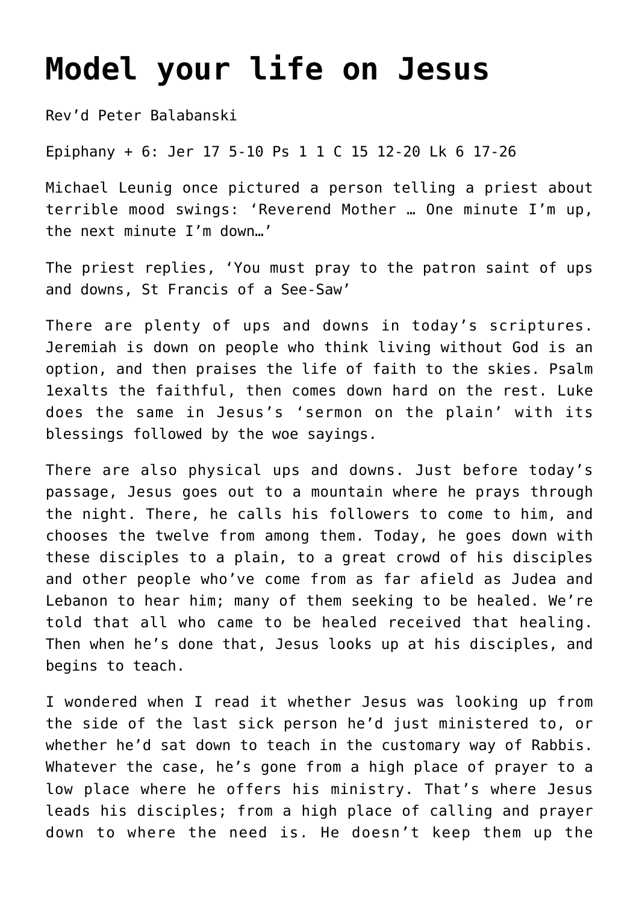# Model your life on Jesus

Rev'd Peter Balabanski

Epiphany + 6: Jer 17 5-10 Ps 1 1 C 15 12-20 Lk 6 17-26

Michael Leunig once pictured a person telling a priest about terrible mood swings: 'Reverend Mother … One minute I'm up, the next minute I'm down…'

The priest replies, 'You must pray to the patron saint of ups and downs, St Francis of a See-Saw'

There are plenty of ups and downs in today's scriptures. Jeremiah is down on people who think living without God is an option, and then praises the life of faith to the skies. Psalm 1exalts the faithful, then comes down hard on the rest. Luke does the same in Jesus's 'sermon on the plain' with its blessings followed by the woe sayings.

There are also physical ups and downs. Just before today's passage, Jesus goes out to a mountain where he prays through the night. There, he calls his followers to come to him, and chooses the twelve from among them. Today, he goes down with these disciples to a plain, to a great crowd of his disciples and other people who've come from as far afield as Judea and Lebanon to hear him; many of them seeking to be healed. We're told that all who came to be healed received that healing. Then when he's done that, Jesus looks up at his disciples, and begins to teach.

I wondered when I read it whether Jesus was looking up from the side of the last sick person he'd just ministered to, or whether he'd sat down to teach in the customary way of Rabbis. Whatever the case, he's gone from a high place of prayer to a low place where he offers his ministry. That's where Jesus leads his disciples; from a high place of calling and prayer down to where the need is. He doesn't keep them up the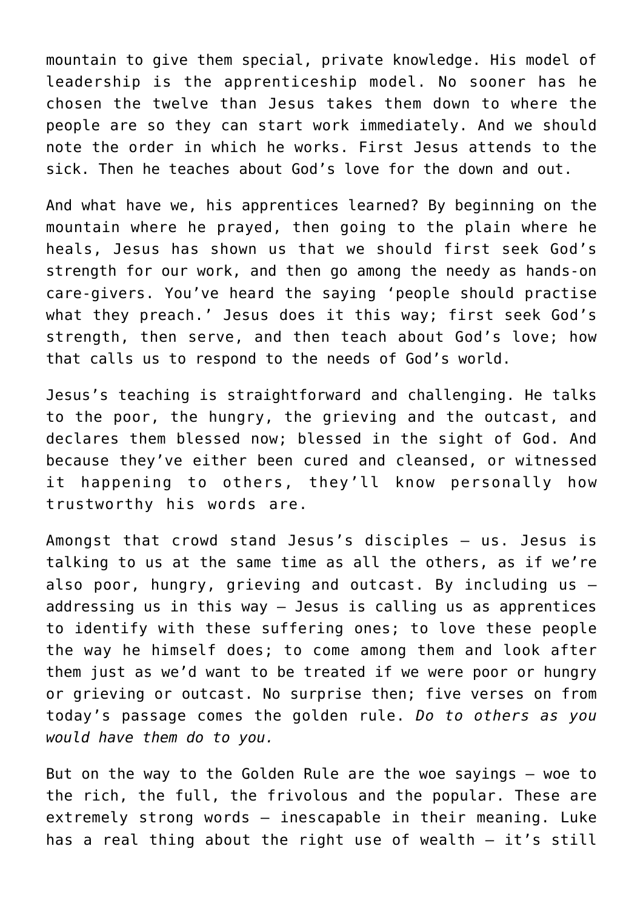mountain to give them special, private knowledge. His model of leadership is the apprenticeship model. No sooner has he chosen the twelve than Jesus takes them down to where the people are so they can start work immediately. And we should note the order in which he works. First Jesus attends to the sick. Then he teaches about God's love for the down and out.

And what have we, his apprentices learned? By beginning on the mountain where he prayed, then going to the plain where he heals, Jesus has shown us that we should first seek God's strength for our work, and then go among the needy as hands-on care-givers. You've heard the saying 'people should practise what they preach.' Jesus does it this way; first seek God's strength, then serve, and then teach about God's love; how that calls us to respond to the needs of God's world.

Jesus's teaching is straightforward and challenging. He talks to the poor, the hungry, the grieving and the outcast, and declares them blessed now; blessed in the sight of God. And because they've either been cured and cleansed, or witnessed it happening to others, they'll know personally how trustworthy his words are.

Amongst that crowd stand Jesus's disciples – us. Jesus is talking to us at the same time as all the others, as if we're also poor, hungry, grieving and outcast. By including us – addressing us in this way – Jesus is calling us as apprentices to identify with these suffering ones; to love these people the way he himself does; to come among them and look after them just as we'd want to be treated if we were poor or hungry or grieving or outcast. No surprise then; five verses on from today's passage comes the golden rule. *Do to others as you would have them do to you.*

But on the way to the Golden Rule are the woe sayings – woe to the rich, the full, the frivolous and the popular. These are extremely strong words – inescapable in their meaning. Luke has a real thing about the right use of wealth – it's still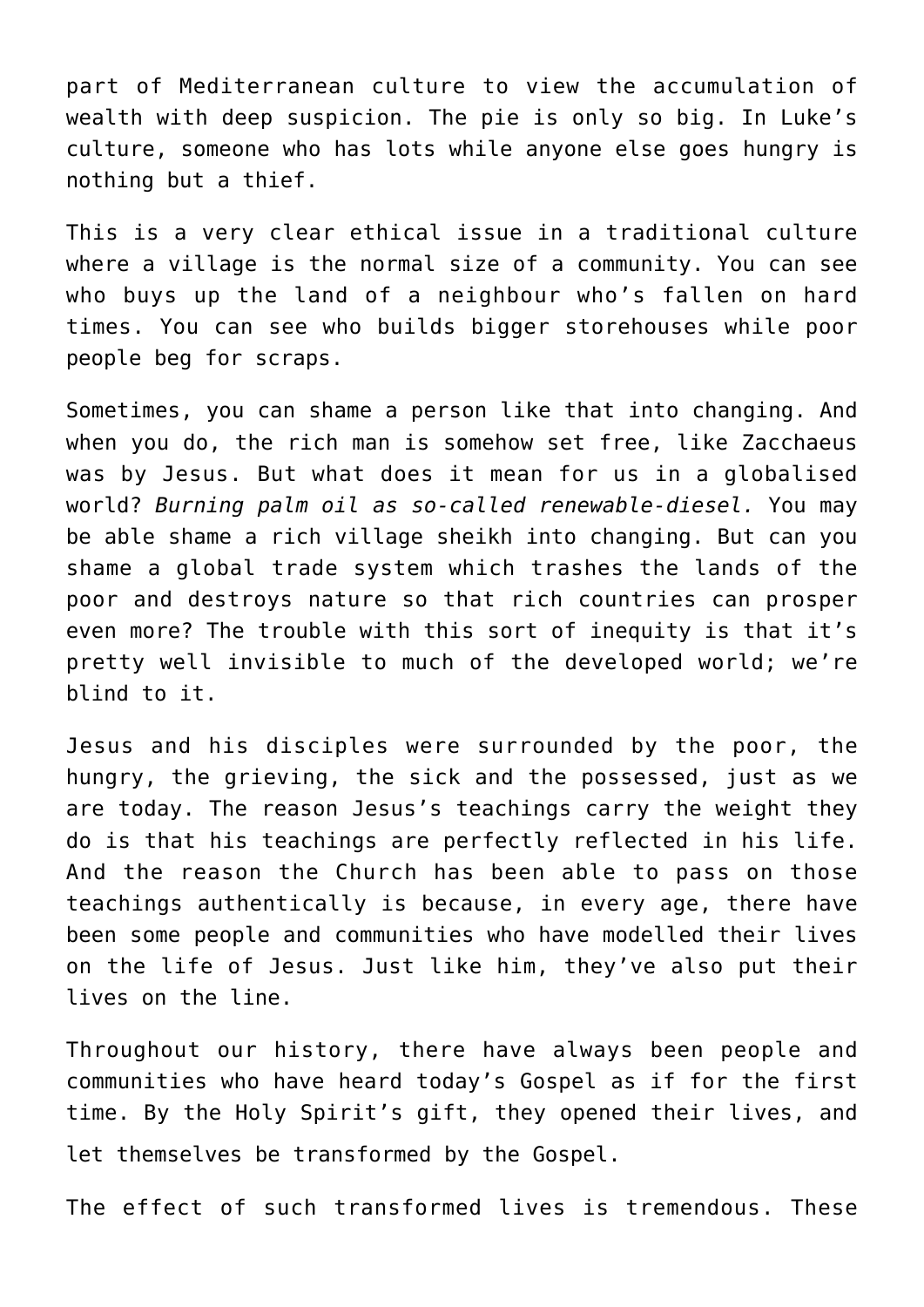part of Mediterranean culture to view the accumulation of wealth with deep suspicion. The pie is only so big. In Luke's culture, someone who has lots while anyone else goes hungry is nothing but a thief.

This is a very clear ethical issue in a traditional culture where a village is the normal size of a community. You can see who buys up the land of a neighbour who's fallen on hard times. You can see who builds bigger storehouses while poor people beg for scraps.

Sometimes, you can shame a person like that into changing. And when you do, the rich man is somehow set free, like Zacchaeus was by Jesus. But what does it mean for us in a globalised world? *Burning palm oil as so-called renewable-diesel.* You may be able shame a rich village sheikh into changing. But can you shame a global trade system which trashes the lands of the poor and destroys nature so that rich countries can prosper even more? The trouble with this sort of inequity is that it's pretty well invisible to much of the developed world; we're blind to it.

Jesus and his disciples were surrounded by the poor, the hungry, the grieving, the sick and the possessed, just as we are today. The reason Jesus's teachings carry the weight they do is that his teachings are perfectly reflected in his life. And the reason the Church has been able to pass on those teachings authentically is because, in every age, there have been some people and communities who have modelled their lives on the life of Jesus. Just like him, they've also put their lives on the line.

Throughout our history, there have always been people and communities who have heard today's Gospel as if for the first time. By the Holy Spirit's gift, they opened their lives, and let themselves be transformed by the Gospel.

The effect of such transformed lives is tremendous. These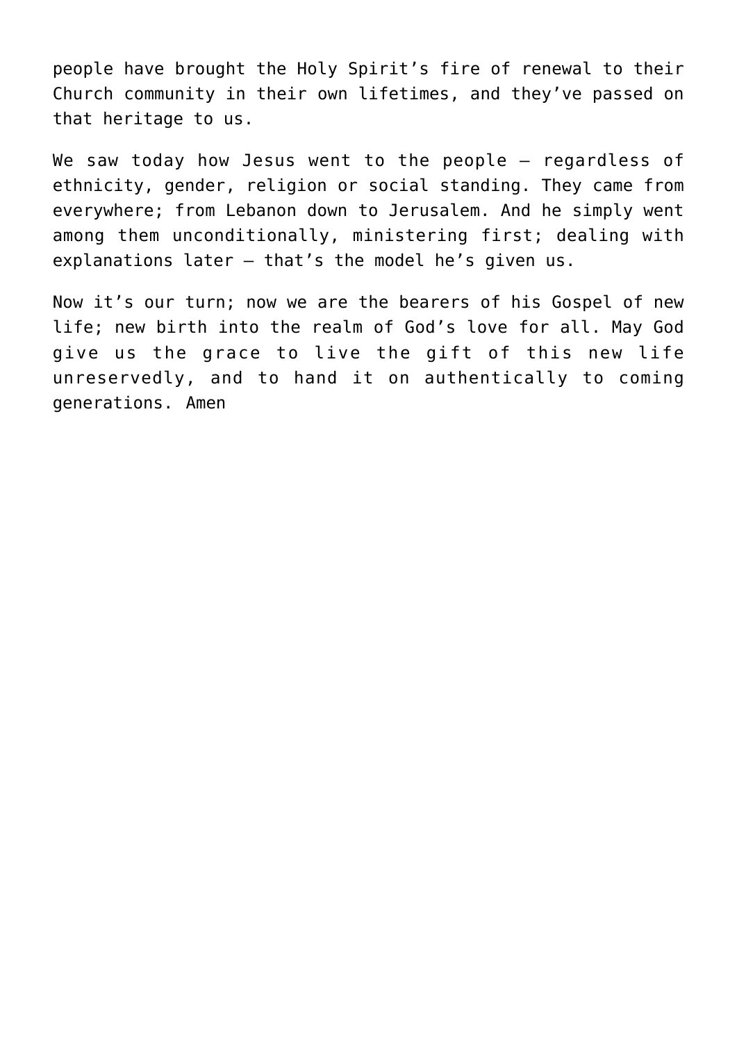people have brought the Holy Spirit's fire of renewal to their Church community in their own lifetimes, and they've passed on that heritage to us.

We saw today how Jesus went to the people – regardless of ethnicity, gender, religion or social standing. They came from everywhere; from Lebanon down to Jerusalem. And he simply went among them unconditionally, ministering first; dealing with explanations later – that's the model he's given us.

Now it's our turn; now we are the bearers of his Gospel of new life; new birth into the realm of God's love for all. May God give us the grace to live the gift of this new life unreservedly, and to hand it on authentically to coming generations. Amen